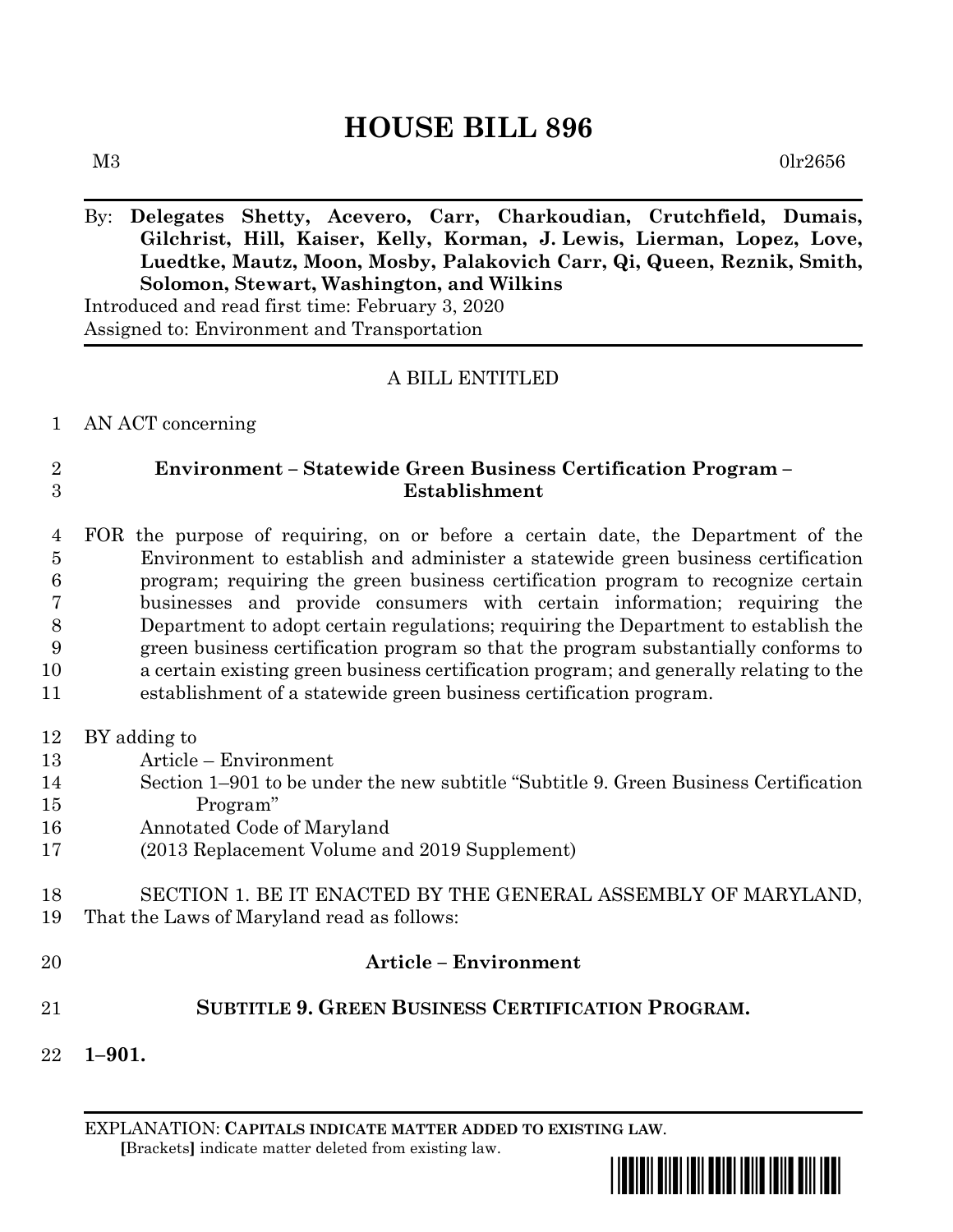# HOUSE BILL 896

M3 0lr2656

By: **Delegates Shetty, Acevero, Carr, Charkoudian, Crutchfield, Dumais, Gilchrist, Hill, Kaiser, Kelly, Korman, J. Lewis, Lierman, Lopez, Love, Luedtke, Mautz, Moon, Mosby, Palakovich Carr, Qi, Queen, Reznik, Smith, Solomon, Stewart, Washington, and Wilkins**

Introduced and read first time: February 3, 2020

Assigned to: Environment and Transportation

A BILL ENTITLED

AN ACT concerning

**Environment – Statewide Green Business Certification Program – Establishment**

FOR the purpose of requiring, on or before a certain date, the Department of the Environment to establish and administer a statewide green business certification program; requiring the green business certification program to recognize certain businesses and provide consumers with certain information; requiring the Department to adopt certain regulations; requiring the Department to establish the green business certification program so that the program substantially conforms to a certain existing green business certification program; and generally relating to the establishment of a statewide green business certification program.

BY adding to
Article – Environment
Section 1–901 to be under the new subtitle "Subtitle 9. Green Business Certification Program"
Annotated Code of Maryland
(2013 Replacement Volume and 2019 Supplement)

SECTION 1. BE IT ENACTED BY THE GENERAL ASSEMBLY OF MARYLAND, That the Laws of Maryland read as follows:

**Article – Environment**

**SUBTITLE 9. GREEN BUSINESS CERTIFICATION PROGRAM.**

**1–901.**

EXPLANATION: **CAPITALS INDICATE MATTER ADDED TO EXISTING LAW.**
**[**Brackets**]** indicate matter deleted from existing law.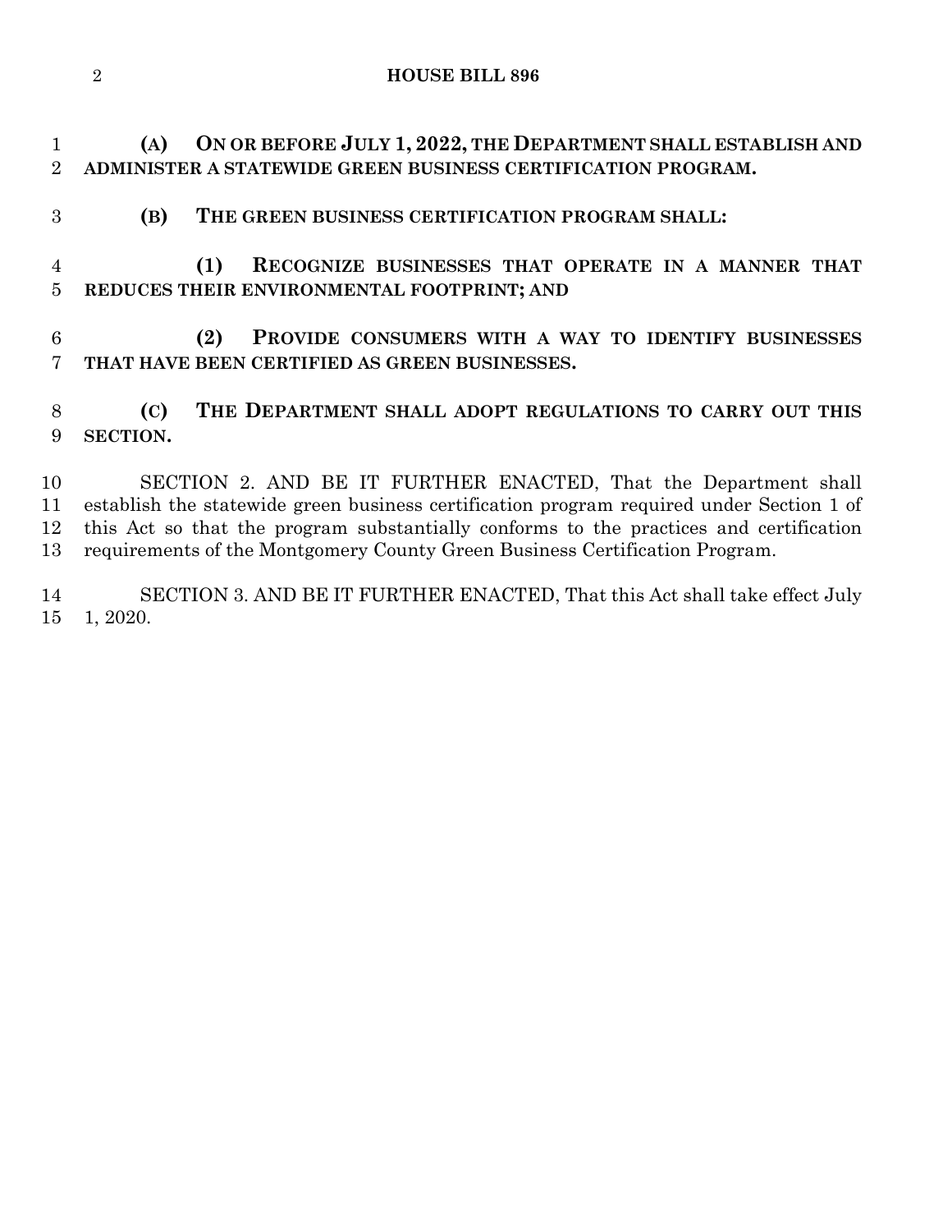**(A) ON OR BEFORE JULY 1, 2022, THE DEPARTMENT SHALL ESTABLISH AND ADMINISTER A STATEWIDE GREEN BUSINESS CERTIFICATION PROGRAM.**

**(B) THE GREEN BUSINESS CERTIFICATION PROGRAM SHALL:**

**(1) RECOGNIZE BUSINESSES THAT OPERATE IN A MANNER THAT REDUCES THEIR ENVIRONMENTAL FOOTPRINT; AND**

**(2) PROVIDE CONSUMERS WITH A WAY TO IDENTIFY BUSINESSES THAT HAVE BEEN CERTIFIED AS GREEN BUSINESSES.**

**(C) THE DEPARTMENT SHALL ADOPT REGULATIONS TO CARRY OUT THIS SECTION.**

SECTION 2. AND BE IT FURTHER ENACTED, That the Department shall establish the statewide green business certification program required under Section 1 of this Act so that the program substantially conforms to the practices and certification requirements of the Montgomery County Green Business Certification Program.

SECTION 3. AND BE IT FURTHER ENACTED, That this Act shall take effect July 1, 2020.